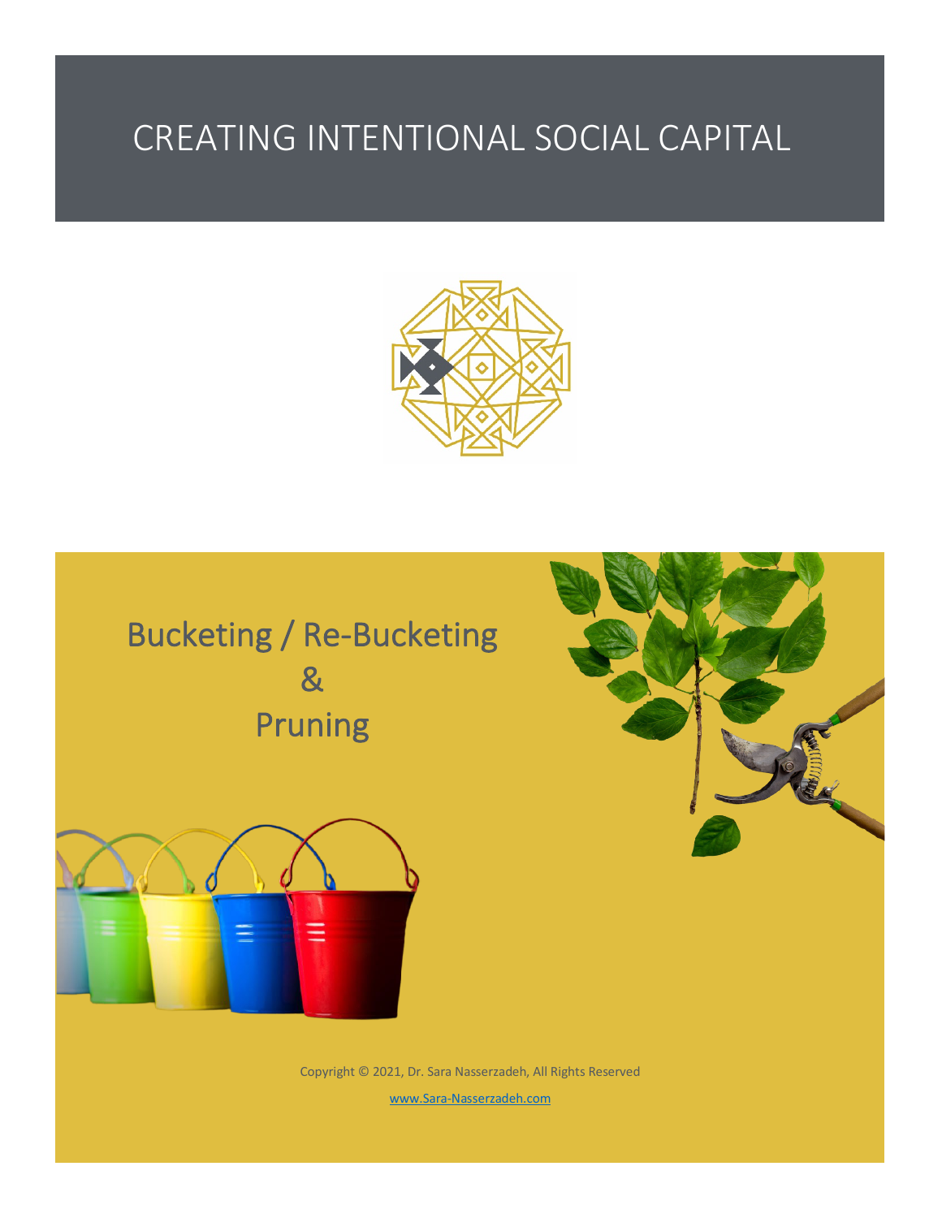# CREATING INTENTIONAL SOCIAL CAPITAL

## Bucketing / Re-Bucketing
## &
## Pruning

Copyright © 2021, Dr. Sara Nasserzadeh, All Rights Reserved

www.Sara-Nasserzadeh.com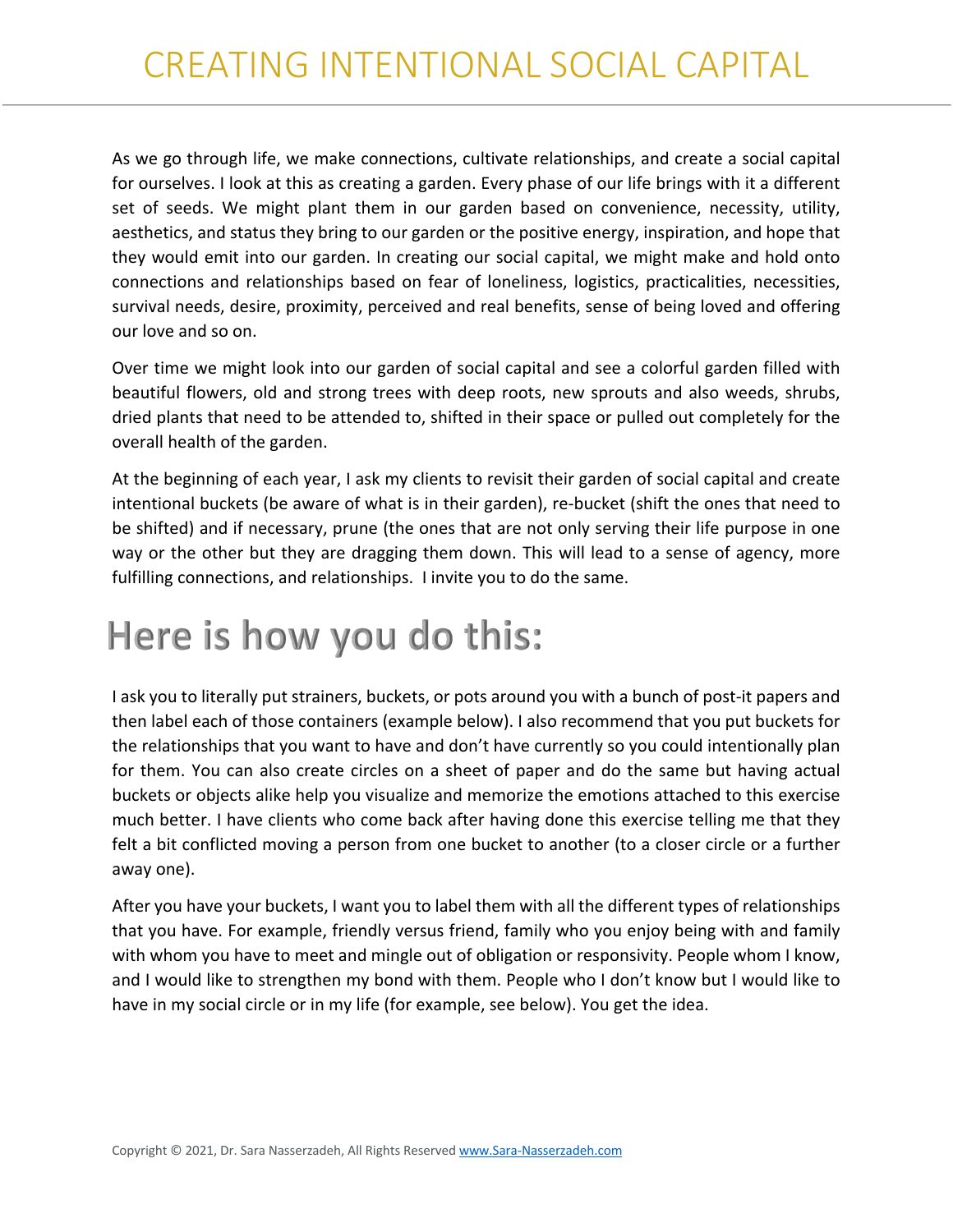# CREATING INTENTIONAL SOCIAL CAPITAL

As we go through life, we make connections, cultivate relationships, and create a social capital for ourselves. I look at this as creating a garden. Every phase of our life brings with it a different set of seeds. We might plant them in our garden based on convenience, necessity, utility, aesthetics, and status they bring to our garden or the positive energy, inspiration, and hope that they would emit into our garden. In creating our social capital, we might make and hold onto connections and relationships based on fear of loneliness, logistics, practicalities, necessities, survival needs, desire, proximity, perceived and real benefits, sense of being loved and offering our love and so on.

Over time we might look into our garden of social capital and see a colorful garden filled with beautiful flowers, old and strong trees with deep roots, new sprouts and also weeds, shrubs, dried plants that need to be attended to, shifted in their space or pulled out completely for the overall health of the garden.

At the beginning of each year, I ask my clients to revisit their garden of social capital and create intentional buckets (be aware of what is in their garden), re-bucket (shift the ones that need to be shifted) and if necessary, prune (the ones that are not only serving their life purpose in one way or the other but they are dragging them down. This will lead to a sense of agency, more fulfilling connections, and relationships. I invite you to do the same.

## Here is how you do this:

I ask you to literally put strainers, buckets, or pots around you with a bunch of post-it papers and then label each of those containers (example below). I also recommend that you put buckets for the relationships that you want to have and don't have currently so you could intentionally plan for them. You can also create circles on a sheet of paper and do the same but having actual buckets or objects alike help you visualize and memorize the emotions attached to this exercise much better. I have clients who come back after having done this exercise telling me that they felt a bit conflicted moving a person from one bucket to another (to a closer circle or a further away one).

After you have your buckets, I want you to label them with all the different types of relationships that you have. For example, friendly versus friend, family who you enjoy being with and family with whom you have to meet and mingle out of obligation or responsivity. People whom I know, and I would like to strengthen my bond with them. People who I don't know but I would like to have in my social circle or in my life (for example, see below). You get the idea.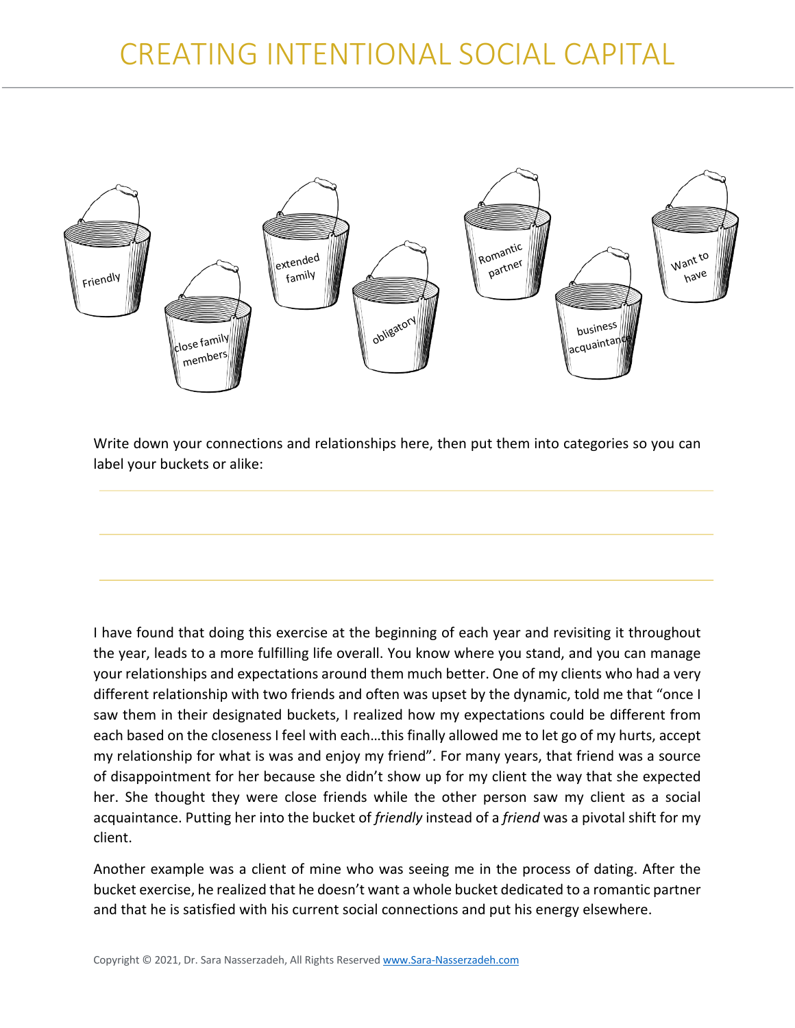# CREATING INTENTIONAL SOCIAL CAPITAL

Friendly

close family members

extended family

obligatory

Romantic partner

business acquaintance

Want to have

Write down your connections and relationships here, then put them into categories so you can label your buckets or alike:

I have found that doing this exercise at the beginning of each year and revisiting it throughout the year, leads to a more fulfilling life overall. You know where you stand, and you can manage your relationships and expectations around them much better. One of my clients who had a very different relationship with two friends and often was upset by the dynamic, told me that "once I saw them in their designated buckets, I realized how my expectations could be different from each based on the closeness I feel with each…this finally allowed me to let go of my hurts, accept my relationship for what is was and enjoy my friend". For many years, that friend was a source of disappointment for her because she didn't show up for my client the way that she expected her. She thought they were close friends while the other person saw my client as a social acquaintance. Putting her into the bucket of *friendly* instead of a *friend* was a pivotal shift for my client.

Another example was a client of mine who was seeing me in the process of dating. After the bucket exercise, he realized that he doesn't want a whole bucket dedicated to a romantic partner and that he is satisfied with his current social connections and put his energy elsewhere.

Copyright © 2021, Dr. Sara Nasserzadeh, All Rights Reserved www.Sara-Nasserzadeh.com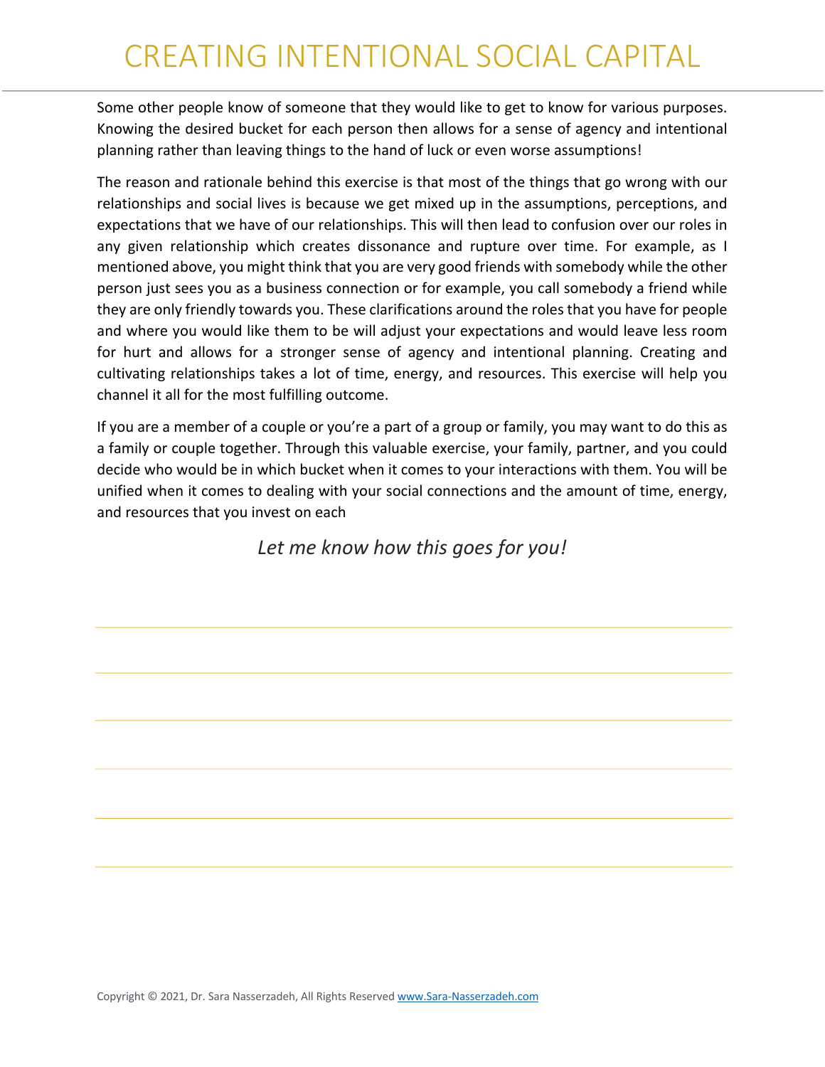Some other people know of someone that they would like to get to know for various purposes. Knowing the desired bucket for each person then allows for a sense of agency and intentional planning rather than leaving things to the hand of luck or even worse assumptions!

The reason and rationale behind this exercise is that most of the things that go wrong with our relationships and social lives is because we get mixed up in the assumptions, perceptions, and expectations that we have of our relationships. This will then lead to confusion over our roles in any given relationship which creates dissonance and rupture over time. For example, as I mentioned above, you might think that you are very good friends with somebody while the other person just sees you as a business connection or for example, you call somebody a friend while they are only friendly towards you. These clarifications around the roles that you have for people and where you would like them to be will adjust your expectations and would leave less room for hurt and allows for a stronger sense of agency and intentional planning. Creating and cultivating relationships takes a lot of time, energy, and resources. This exercise will help you channel it all for the most fulfilling outcome.

If you are a member of a couple or you're a part of a group or family, you may want to do this as a family or couple together. Through this valuable exercise, your family, partner, and you could decide who would be in which bucket when it comes to your interactions with them. You will be unified when it comes to dealing with your social connections and the amount of time, energy, and resources that you invest on each

*Let me know how this goes for you!*

Copyright © 2021, Dr. Sara Nasserzadeh, All Rights Reserved www.Sara-Nasserzadeh.com